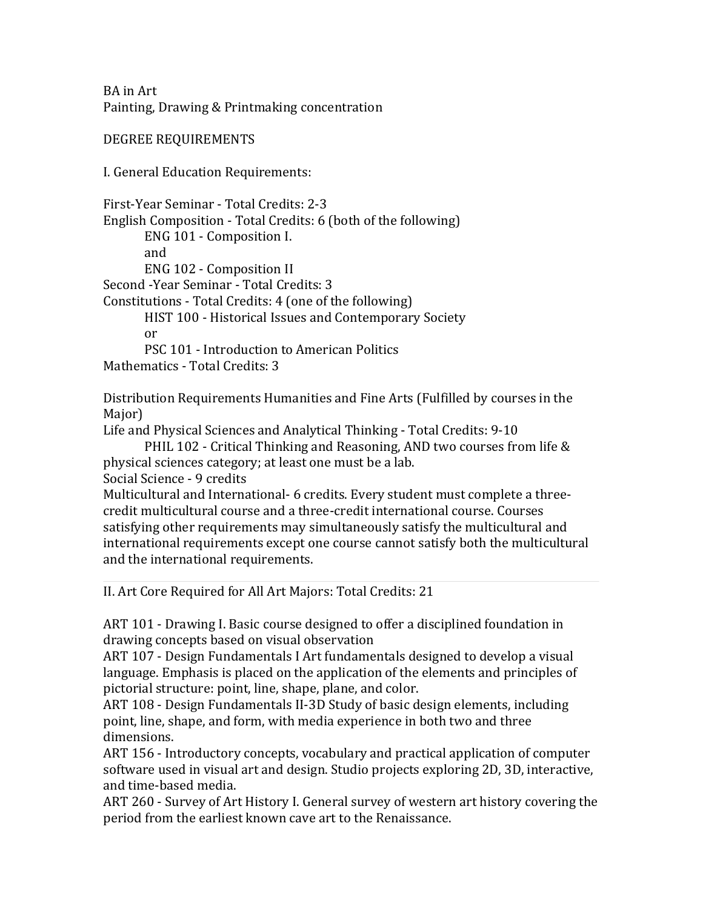BA in Art
Painting, Drawing & Printmaking concentration

DEGREE REQUIREMENTS

I. General Education Requirements:

First-Year Seminar - Total Credits: 2-3
English Composition - Total Credits: 6 (both of the following)
- ENG 101 - Composition I.
- and
- ENG 102 - Composition II

Second -Year Seminar - Total Credits: 3
Constitutions - Total Credits: 4 (one of the following)
- HIST 100 - Historical Issues and Contemporary Society
- or
- PSC 101 - Introduction to American Politics

Mathematics - Total Credits: 3

Distribution Requirements Humanities and Fine Arts (Fulfilled by courses in the Major)
Life and Physical Sciences and Analytical Thinking - Total Credits: 9-10
PHIL 102 - Critical Thinking and Reasoning, AND two courses from life & physical sciences category; at least one must be a lab.
Social Science - 9 credits
Multicultural and International- 6 credits. Every student must complete a three-credit multicultural course and a three-credit international course. Courses satisfying other requirements may simultaneously satisfy the multicultural and international requirements except one course cannot satisfy both the multicultural and the international requirements.

---

II. Art Core Required for All Art Majors: Total Credits: 21

ART 101 - Drawing I. Basic course designed to offer a disciplined foundation in drawing concepts based on visual observation
ART 107 - Design Fundamentals I Art fundamentals designed to develop a visual language. Emphasis is placed on the application of the elements and principles of pictorial structure: point, line, shape, plane, and color.
ART 108 - Design Fundamentals II-3D Study of basic design elements, including point, line, shape, and form, with media experience in both two and three dimensions.
ART 156 - Introductory concepts, vocabulary and practical application of computer software used in visual art and design. Studio projects exploring 2D, 3D, interactive, and time-based media.
ART 260 - Survey of Art History I. General survey of western art history covering the period from the earliest known cave art to the Renaissance.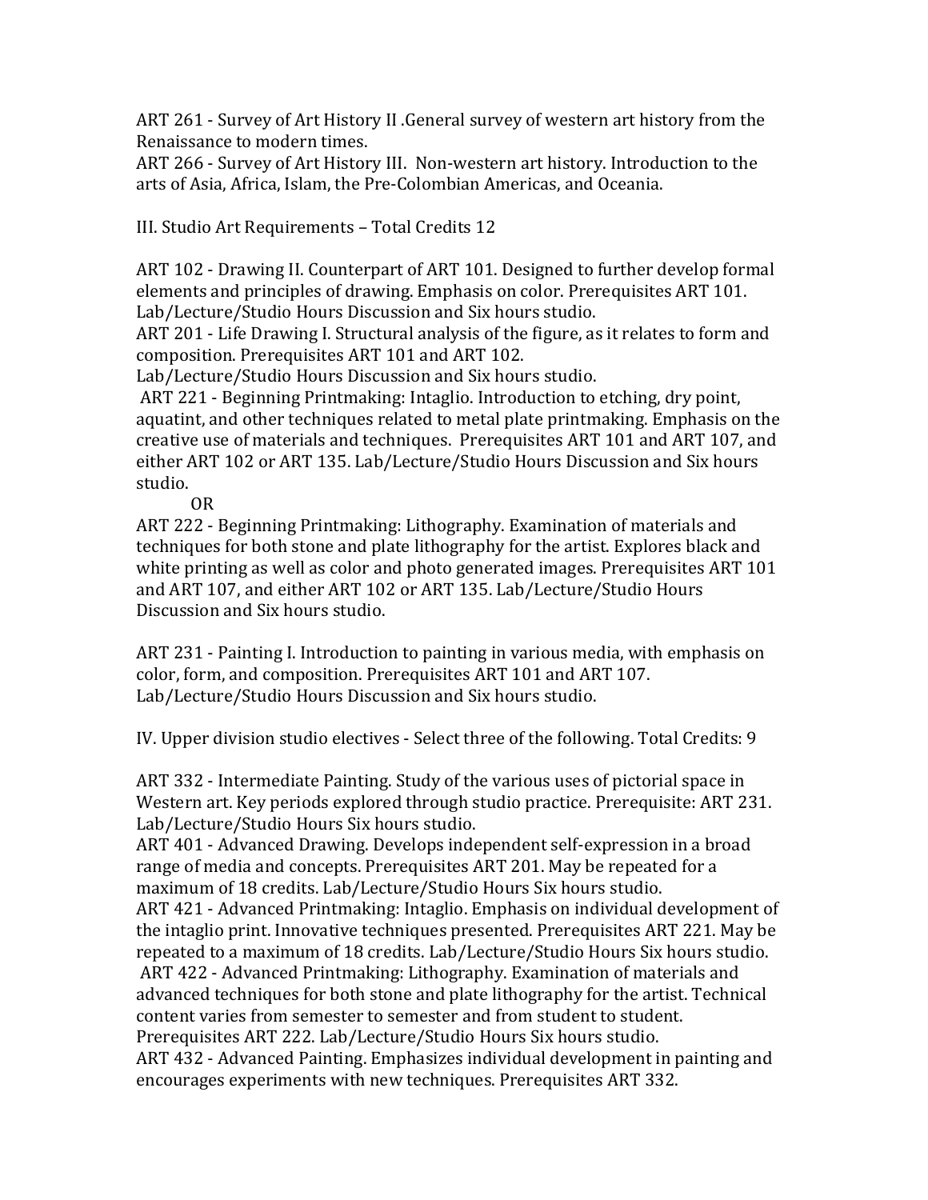ART 261 - Survey of Art History II .General survey of western art history from the Renaissance to modern times.
ART 266 - Survey of Art History III. Non-western art history. Introduction to the arts of Asia, Africa, Islam, the Pre-Colombian Americas, and Oceania.

III. Studio Art Requirements – Total Credits 12

ART 102 - Drawing II. Counterpart of ART 101. Designed to further develop formal elements and principles of drawing. Emphasis on color. Prerequisites ART 101. Lab/Lecture/Studio Hours Discussion and Six hours studio.
ART 201 - Life Drawing I. Structural analysis of the figure, as it relates to form and composition. Prerequisites ART 101 and ART 102.
Lab/Lecture/Studio Hours Discussion and Six hours studio.
ART 221 - Beginning Printmaking: Intaglio. Introduction to etching, dry point, aquatint, and other techniques related to metal plate printmaking. Emphasis on the creative use of materials and techniques. Prerequisites ART 101 and ART 107, and either ART 102 or ART 135. Lab/Lecture/Studio Hours Discussion and Six hours studio.
OR
ART 222 - Beginning Printmaking: Lithography. Examination of materials and techniques for both stone and plate lithography for the artist. Explores black and white printing as well as color and photo generated images. Prerequisites ART 101 and ART 107, and either ART 102 or ART 135. Lab/Lecture/Studio Hours Discussion and Six hours studio.

ART 231 - Painting I. Introduction to painting in various media, with emphasis on color, form, and composition. Prerequisites ART 101 and ART 107.
Lab/Lecture/Studio Hours Discussion and Six hours studio.

IV. Upper division studio electives - Select three of the following. Total Credits: 9

ART 332 - Intermediate Painting. Study of the various uses of pictorial space in Western art. Key periods explored through studio practice. Prerequisite: ART 231. Lab/Lecture/Studio Hours Six hours studio.
ART 401 - Advanced Drawing. Develops independent self-expression in a broad range of media and concepts. Prerequisites ART 201. May be repeated for a maximum of 18 credits. Lab/Lecture/Studio Hours Six hours studio.
ART 421 - Advanced Printmaking: Intaglio. Emphasis on individual development of the intaglio print. Innovative techniques presented. Prerequisites ART 221. May be repeated to a maximum of 18 credits. Lab/Lecture/Studio Hours Six hours studio.
ART 422 - Advanced Printmaking: Lithography. Examination of materials and advanced techniques for both stone and plate lithography for the artist. Technical content varies from semester to semester and from student to student. Prerequisites ART 222. Lab/Lecture/Studio Hours Six hours studio.
ART 432 - Advanced Painting. Emphasizes individual development in painting and encourages experiments with new techniques. Prerequisites ART 332.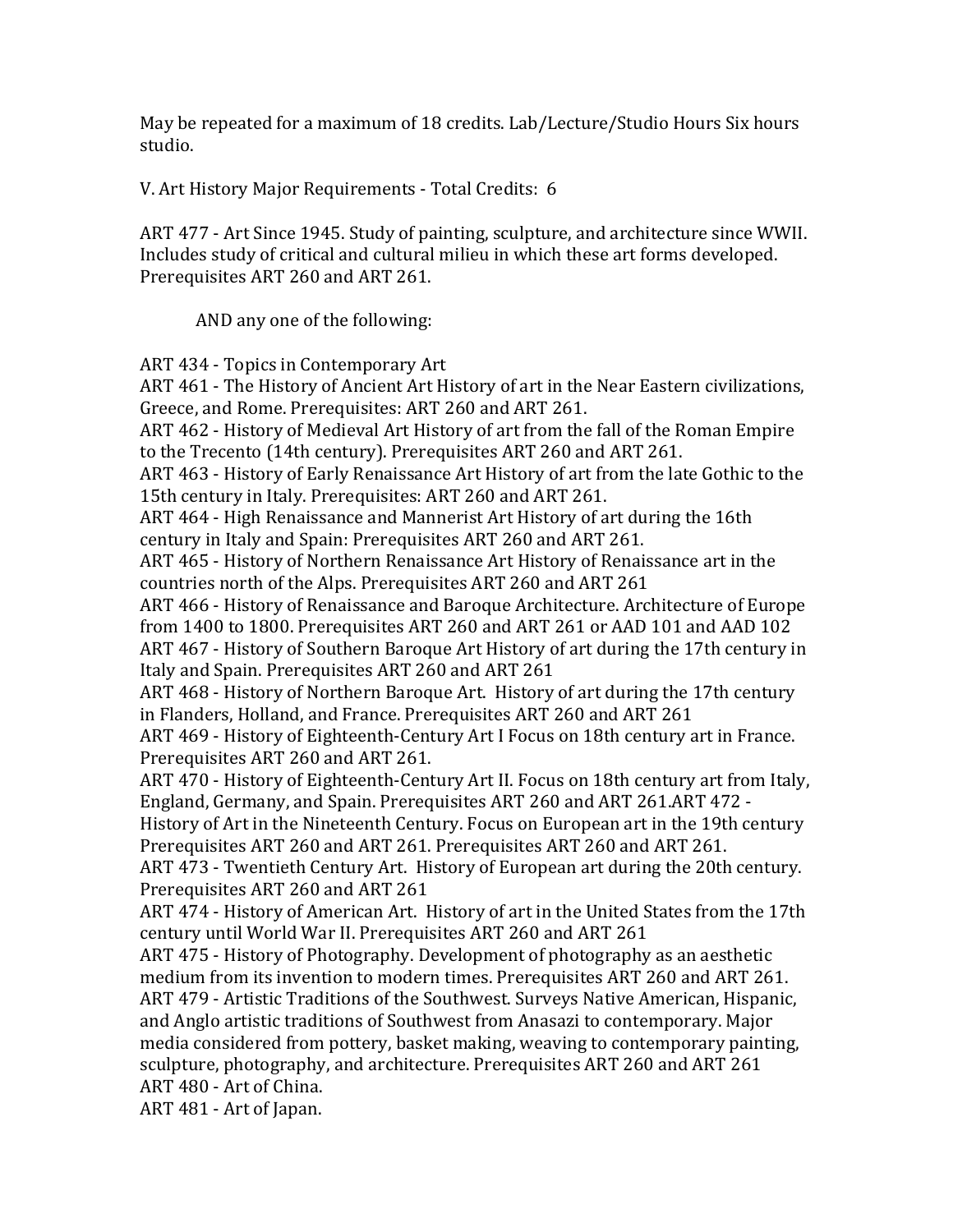May be repeated for a maximum of 18 credits. Lab/Lecture/Studio Hours Six hours studio.

V. Art History Major Requirements - Total Credits: 6

ART 477 - Art Since 1945. Study of painting, sculpture, and architecture since WWII. Includes study of critical and cultural milieu in which these art forms developed. Prerequisites ART 260 and ART 261.

AND any one of the following:

ART 434 - Topics in Contemporary Art
ART 461 - The History of Ancient Art History of art in the Near Eastern civilizations, Greece, and Rome. Prerequisites: ART 260 and ART 261.
ART 462 - History of Medieval Art History of art from the fall of the Roman Empire to the Trecento (14th century). Prerequisites ART 260 and ART 261.
ART 463 - History of Early Renaissance Art History of art from the late Gothic to the 15th century in Italy. Prerequisites: ART 260 and ART 261.
ART 464 - High Renaissance and Mannerist Art History of art during the 16th century in Italy and Spain: Prerequisites ART 260 and ART 261.
ART 465 - History of Northern Renaissance Art History of Renaissance art in the countries north of the Alps. Prerequisites ART 260 and ART 261
ART 466 - History of Renaissance and Baroque Architecture. Architecture of Europe from 1400 to 1800. Prerequisites ART 260 and ART 261 or AAD 101 and AAD 102
ART 467 - History of Southern Baroque Art History of art during the 17th century in Italy and Spain. Prerequisites ART 260 and ART 261
ART 468 - History of Northern Baroque Art. History of art during the 17th century in Flanders, Holland, and France. Prerequisites ART 260 and ART 261
ART 469 - History of Eighteenth-Century Art I Focus on 18th century art in France. Prerequisites ART 260 and ART 261.
ART 470 - History of Eighteenth-Century Art II. Focus on 18th century art from Italy, England, Germany, and Spain. Prerequisites ART 260 and ART 261.ART 472 - History of Art in the Nineteenth Century. Focus on European art in the 19th century Prerequisites ART 260 and ART 261. Prerequisites ART 260 and ART 261.
ART 473 - Twentieth Century Art. History of European art during the 20th century. Prerequisites ART 260 and ART 261
ART 474 - History of American Art. History of art in the United States from the 17th century until World War II. Prerequisites ART 260 and ART 261
ART 475 - History of Photography. Development of photography as an aesthetic medium from its invention to modern times. Prerequisites ART 260 and ART 261.
ART 479 - Artistic Traditions of the Southwest. Surveys Native American, Hispanic, and Anglo artistic traditions of Southwest from Anasazi to contemporary. Major media considered from pottery, basket making, weaving to contemporary painting, sculpture, photography, and architecture. Prerequisites ART 260 and ART 261
ART 480 - Art of China.
ART 481 - Art of Japan.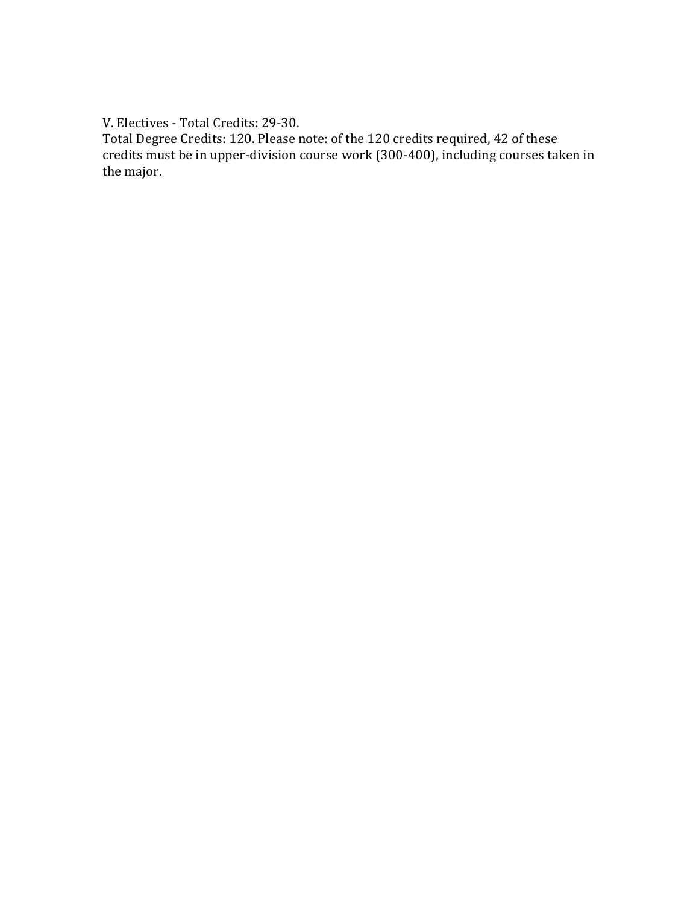V. Electives - Total Credits: 29-30.
Total Degree Credits: 120. Please note: of the 120 credits required, 42 of these credits must be in upper-division course work (300-400), including courses taken in the major.